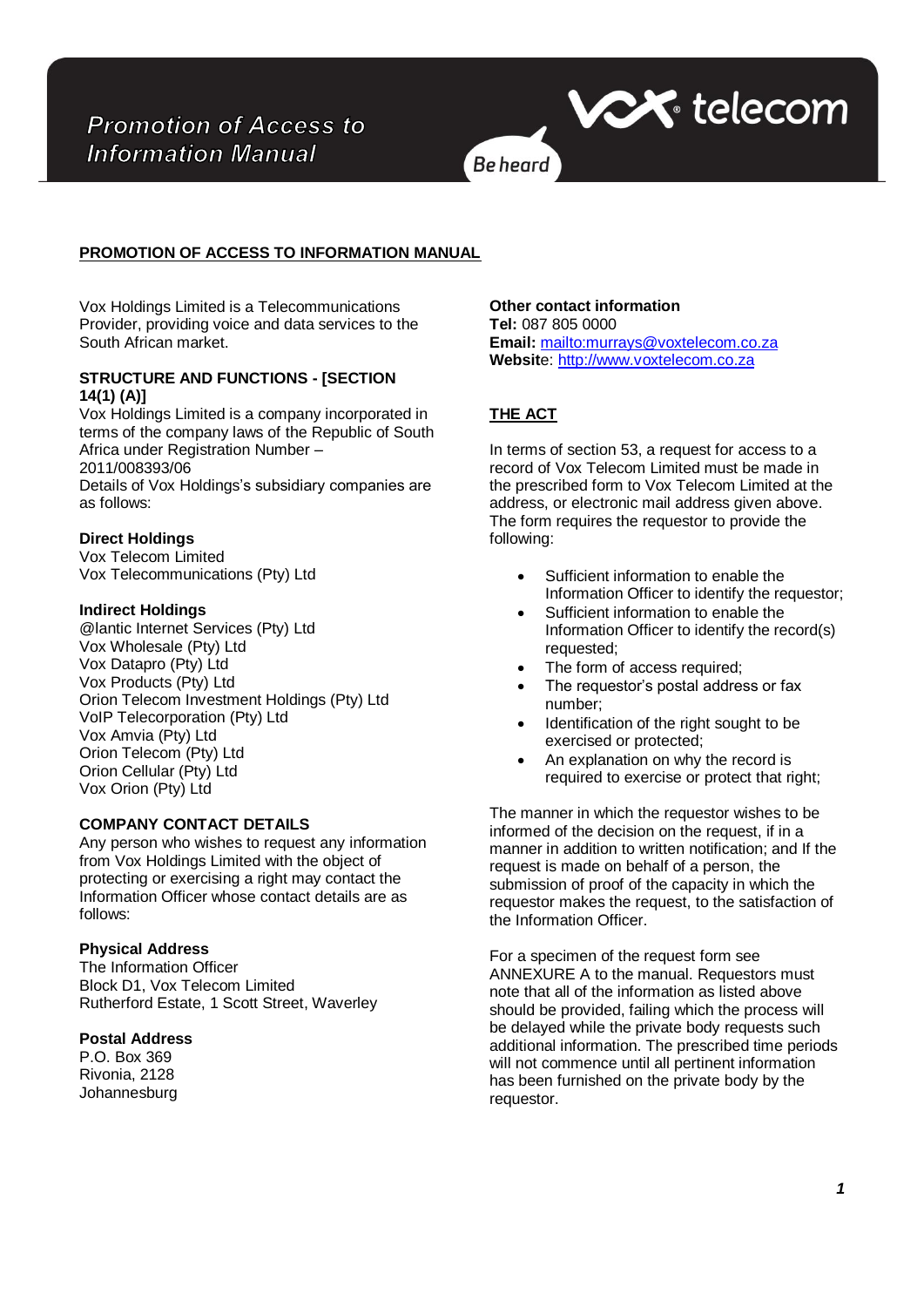# PROMOTION OF ACCESS TO INFORMATION MANUAL

Vox Holdings Limited is a Telecommunications Provider, providing voice and data services to the South African market.

## STRUCTURE AND FUNCTIONS - [SECTION 14(1) (A)]

Vox Holdings Limited is a company incorporated in terms of the company laws of the Republic of South Africa under Registration Number – 2011/008393/06

Details of Vox Holdings's subsidiary companies are as follows:

**Direct Holdings**

Vox Telecom Limited
Vox Telecommunications (Pty) Ltd

**Indirect Holdings**

@lantic Internet Services (Pty) Ltd
Vox Wholesale (Pty) Ltd
Vox Datapro (Pty) Ltd
Vox Products (Pty) Ltd
Orion Telecom Investment Holdings (Pty) Ltd
VoIP Telecorporation (Pty) Ltd
Vox Amvia (Pty) Ltd
Orion Telecom (Pty) Ltd
Orion Cellular (Pty) Ltd
Vox Orion (Pty) Ltd

## COMPANY CONTACT DETAILS

Any person who wishes to request any information from Vox Holdings Limited with the object of protecting or exercising a right may contact the Information Officer whose contact details are as follows:

**Physical Address**

The Information Officer
Block D1, Vox Telecom Limited
Rutherford Estate, 1 Scott Street, Waverley

**Postal Address**

P.O. Box 369
Rivonia, 2128
Johannesburg

**Other contact information**

**Tel:** 087 805 0000
**Email:** mailto:murrays@voxtelecom.co.za
**Website**: http://www.voxtelecom.co.za

## THE ACT

In terms of section 53, a request for access to a record of Vox Telecom Limited must be made in the prescribed form to Vox Telecom Limited at the address, or electronic mail address given above. The form requires the requestor to provide the following:

- Sufficient information to enable the Information Officer to identify the requestor;
- Sufficient information to enable the Information Officer to identify the record(s) requested;
- The form of access required;
- The requestor's postal address or fax number;
- Identification of the right sought to be exercised or protected;
- An explanation on why the record is required to exercise or protect that right;

The manner in which the requestor wishes to be informed of the decision on the request, if in a manner in addition to written notification; and If the request is made on behalf of a person, the submission of proof of the capacity in which the requestor makes the request, to the satisfaction of the Information Officer.

For a specimen of the request form see ANNEXURE A to the manual. Requestors must note that all of the information as listed above should be provided, failing which the process will be delayed while the private body requests such additional information. The prescribed time periods will not commence until all pertinent information has been furnished on the private body by the requestor.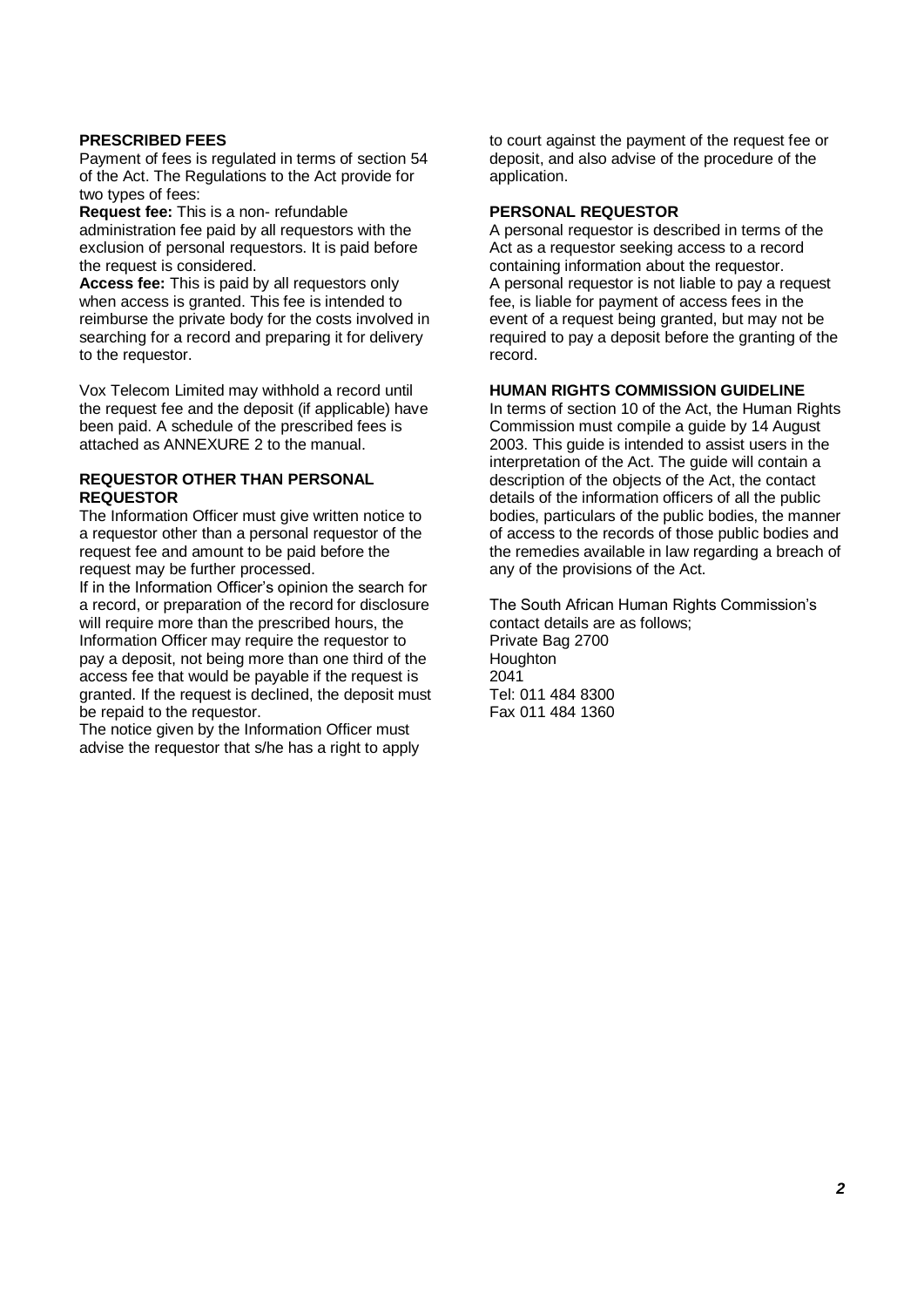## PRESCRIBED FEES

Payment of fees is regulated in terms of section 54 of the Act. The Regulations to the Act provide for two types of fees:

**Request fee:** This is a non- refundable administration fee paid by all requestors with the exclusion of personal requestors. It is paid before the request is considered.

**Access fee:** This is paid by all requestors only when access is granted. This fee is intended to reimburse the private body for the costs involved in searching for a record and preparing it for delivery to the requestor.

Vox Telecom Limited may withhold a record until the request fee and the deposit (if applicable) have been paid. A schedule of the prescribed fees is attached as ANNEXURE 2 to the manual.

## REQUESTOR OTHER THAN PERSONAL REQUESTOR

The Information Officer must give written notice to a requestor other than a personal requestor of the request fee and amount to be paid before the request may be further processed.

If in the Information Officer's opinion the search for a record, or preparation of the record for disclosure will require more than the prescribed hours, the Information Officer may require the requestor to pay a deposit, not being more than one third of the access fee that would be payable if the request is granted. If the request is declined, the deposit must be repaid to the requestor.

The notice given by the Information Officer must advise the requestor that s/he has a right to apply to court against the payment of the request fee or deposit, and also advise of the procedure of the application.

## PERSONAL REQUESTOR

A personal requestor is described in terms of the Act as a requestor seeking access to a record containing information about the requestor.

A personal requestor is not liable to pay a request fee, is liable for payment of access fees in the event of a request being granted, but may not be required to pay a deposit before the granting of the record.

## HUMAN RIGHTS COMMISSION GUIDELINE

In terms of section 10 of the Act, the Human Rights Commission must compile a guide by 14 August 2003. This guide is intended to assist users in the interpretation of the Act. The guide will contain a description of the objects of the Act, the contact details of the information officers of all the public bodies, particulars of the public bodies, the manner of access to the records of those public bodies and the remedies available in law regarding a breach of any of the provisions of the Act.

The South African Human Rights Commission's contact details are as follows;
Private Bag 2700
Houghton
2041
Tel: 011 484 8300
Fax 011 484 1360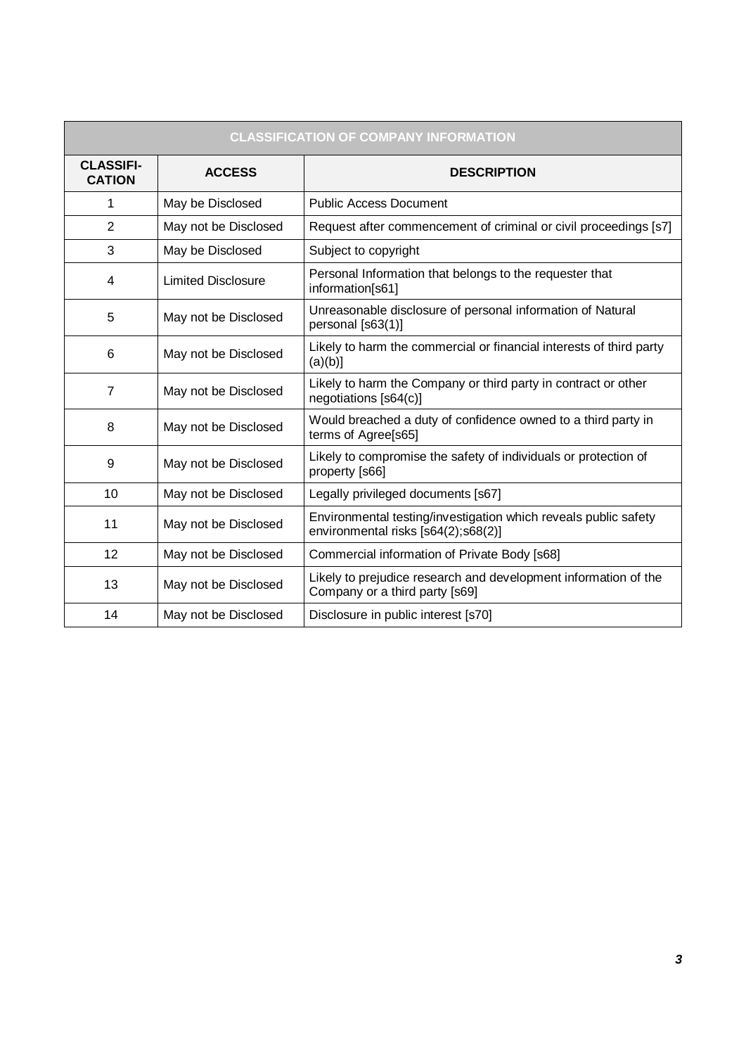| CLASSIFICATION OF COMPANY INFORMATION | | |
|---|---|---|
| **CLASSIFI-CATION** | **ACCESS** | **DESCRIPTION** |
| 1 | May be Disclosed | Public Access Document |
| 2 | May not be Disclosed | Request after commencement of criminal or civil proceedings [s7] |
| 3 | May be Disclosed | Subject to copyright |
| 4 | Limited Disclosure | Personal Information that belongs to the requester that information[s61] |
| 5 | May not be Disclosed | Unreasonable disclosure of personal information of Natural personal [s63(1)] |
| 6 | May not be Disclosed | Likely to harm the commercial or financial interests of third party (a)(b)] |
| 7 | May not be Disclosed | Likely to harm the Company or third party in contract or other negotiations [s64(c)] |
| 8 | May not be Disclosed | Would breached a duty of confidence owned to a third party in terms of Agree[s65] |
| 9 | May not be Disclosed | Likely to compromise the safety of individuals or protection of property [s66] |
| 10 | May not be Disclosed | Legally privileged documents [s67] |
| 11 | May not be Disclosed | Environmental testing/investigation which reveals public safety environmental risks [s64(2);s68(2)] |
| 12 | May not be Disclosed | Commercial information of Private Body [s68] |
| 13 | May not be Disclosed | Likely to prejudice research and development information of the Company or a third party [s69] |
| 14 | May not be Disclosed | Disclosure in public interest [s70] |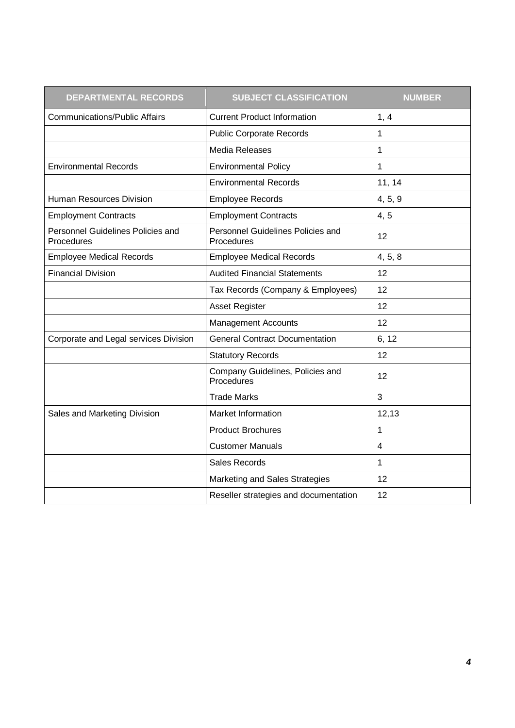| DEPARTMENTAL RECORDS | SUBJECT CLASSIFICATION | NUMBER |
| --- | --- | --- |
| Communications/Public Affairs | Current Product Information | 1, 4 |
| | Public Corporate Records | 1 |
| | Media Releases | 1 |
| Environmental Records | Environmental Policy | 1 |
| | Environmental Records | 11, 14 |
| Human Resources Division | Employee Records | 4, 5, 9 |
| Employment Contracts | Employment Contracts | 4, 5 |
| Personnel Guidelines Policies and Procedures | Personnel Guidelines Policies and Procedures | 12 |
| Employee Medical Records | Employee Medical Records | 4, 5, 8 |
| Financial Division | Audited Financial Statements | 12 |
| | Tax Records (Company & Employees) | 12 |
| | Asset Register | 12 |
| | Management Accounts | 12 |
| Corporate and Legal services Division | General Contract Documentation | 6, 12 |
| | Statutory Records | 12 |
| | Company Guidelines, Policies and Procedures | 12 |
| | Trade Marks | 3 |
| Sales and Marketing Division | Market Information | 12,13 |
| | Product Brochures | 1 |
| | Customer Manuals | 4 |
| | Sales Records | 1 |
| | Marketing and Sales Strategies | 12 |
| | Reseller strategies and documentation | 12 |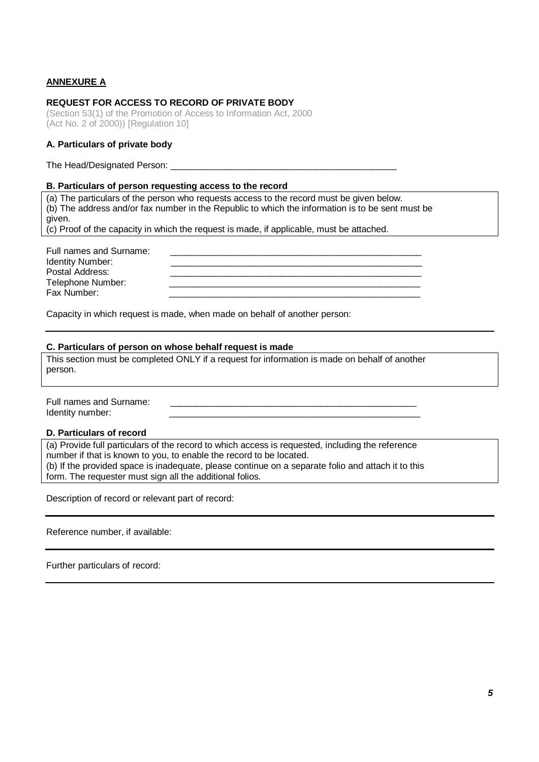**ANNEXURE A**

**REQUEST FOR ACCESS TO RECORD OF PRIVATE BODY**

(Section 53(1) of the Promotion of Access to Information Act, 2000
(Act No. 2 of 2000)) [Regulation 10]

**A. Particulars of private body**

The Head/Designated Person: _______________________________________________

**B. Particulars of person requesting access to the record**

(a) The particulars of the person who requests access to the record must be given below.
(b) The address and/or fax number in the Republic to which the information is to be sent must be given.
(c) Proof of the capacity in which the request is made, if applicable, must be attached.

Full names and Surname: _____________________________________________________

Identity Number: _____________________________________________________

Postal Address: _____________________________________________________

Telephone Number: _____________________________________________________

Fax Number: _____________________________________________________

Capacity in which request is made, when made on behalf of another person:

_____________________________________________________

**C. Particulars of person on whose behalf request is made**

This section must be completed ONLY if a request for information is made on behalf of another person.

Full names and Surname: _____________________________________________________

Identity number: _____________________________________________________

**D. Particulars of record**

(a) Provide full particulars of the record to which access is requested, including the reference number if that is known to you, to enable the record to be located.
(b) If the provided space is inadequate, please continue on a separate folio and attach it to this form. The requester must sign all the additional folios.

Description of record or relevant part of record:

_____________________________________________________

Reference number, if available:

_____________________________________________________

Further particulars of record:

_____________________________________________________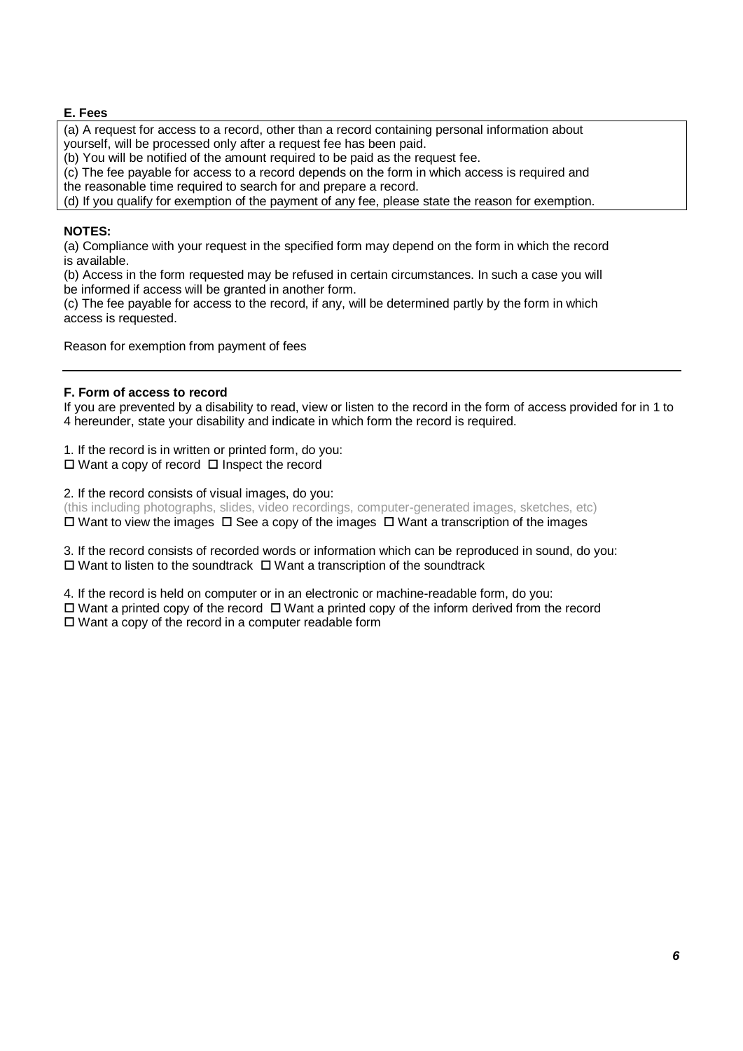**E. Fees**

(a) A request for access to a record, other than a record containing personal information about yourself, will be processed only after a request fee has been paid.
(b) You will be notified of the amount required to be paid as the request fee.
(c) The fee payable for access to a record depends on the form in which access is required and the reasonable time required to search for and prepare a record.
(d) If you qualify for exemption of the payment of any fee, please state the reason for exemption.

**NOTES:**

(a) Compliance with your request in the specified form may depend on the form in which the record is available.
(b) Access in the form requested may be refused in certain circumstances. In such a case you will be informed if access will be granted in another form.
(c) The fee payable for access to the record, if any, will be determined partly by the form in which access is requested.

Reason for exemption from payment of fees

---

**F. Form of access to record**

If you are prevented by a disability to read, view or listen to the record in the form of access provided for in 1 to 4 hereunder, state your disability and indicate in which form the record is required.

1. If the record is in written or printed form, do you:
☐ Want a copy of record ☐ Inspect the record

2. If the record consists of visual images, do you:
(this including photographs, slides, video recordings, computer-generated images, sketches, etc)
☐ Want to view the images ☐ See a copy of the images ☐ Want a transcription of the images

3. If the record consists of recorded words or information which can be reproduced in sound, do you:
☐ Want to listen to the soundtrack ☐ Want a transcription of the soundtrack

4. If the record is held on computer or in an electronic or machine-readable form, do you:
☐ Want a printed copy of the record ☐ Want a printed copy of the inform derived from the record
☐ Want a copy of the record in a computer readable form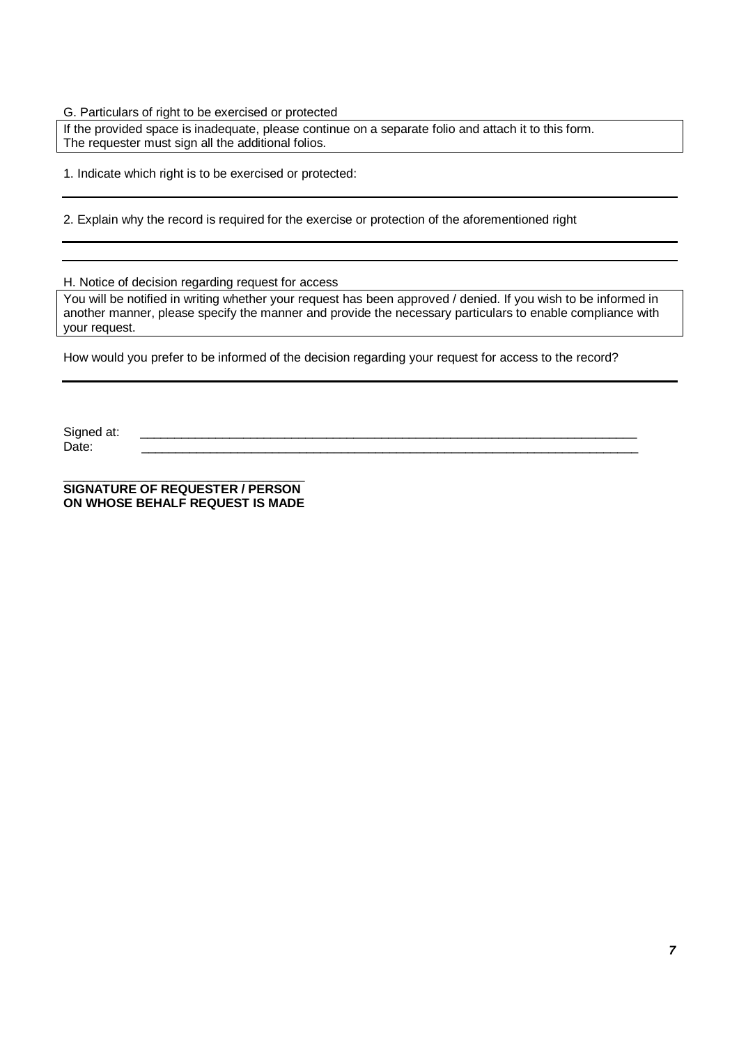G. Particulars of right to be exercised or protected

| If the provided space is inadequate, please continue on a separate folio and attach it to this form. The requester must sign all the additional folios. |
|---|

1. Indicate which right is to be exercised or protected:

---

2. Explain why the record is required for the exercise or protection of the aforementioned right

---

---

H. Notice of decision regarding request for access

| You will be notified in writing whether your request has been approved / denied. If you wish to be informed in another manner, please specify the manner and provide the necessary particulars to enable compliance with your request. |
|---|

How would you prefer to be informed of the decision regarding your request for access to the record?

---

Signed at: ___________________________________________________________________________

Date: ___________________________________________________________________________

___________________________________

**SIGNATURE OF REQUESTER / PERSON ON WHOSE BEHALF REQUEST IS MADE**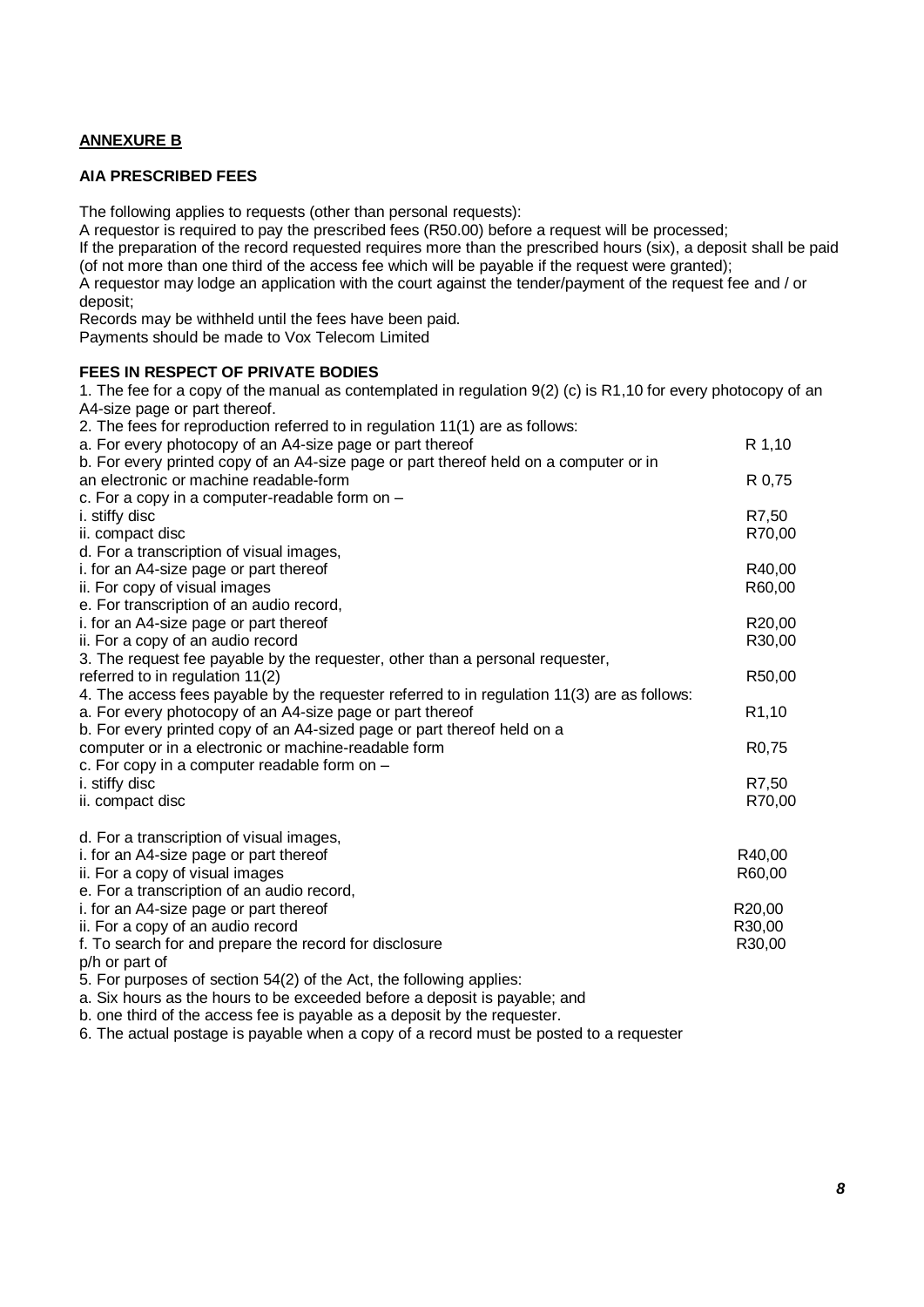**ANNEXURE B**

**AIA PRESCRIBED FEES**

The following applies to requests (other than personal requests):
A requestor is required to pay the prescribed fees (R50.00) before a request will be processed;
If the preparation of the record requested requires more than the prescribed hours (six), a deposit shall be paid (of not more than one third of the access fee which will be payable if the request were granted);
A requestor may lodge an application with the court against the tender/payment of the request fee and / or deposit;
Records may be withheld until the fees have been paid.
Payments should be made to Vox Telecom Limited

**FEES IN RESPECT OF PRIVATE BODIES**

1. The fee for a copy of the manual as contemplated in regulation 9(2) (c) is R1,10 for every photocopy of an A4-size page or part thereof.

| | |
|---|---|
| 2. The fees for reproduction referred to in regulation 11(1) are as follows: | |
| a. For every photocopy of an A4-size page or part thereof | R 1,10 |
| b. For every printed copy of an A4-size page or part thereof held on a computer or in an electronic or machine readable-form | R 0,75 |
| c. For a copy in a computer-readable form on – | |
| i. stiffy disc | R7,50 |
| ii. compact disc | R70,00 |
| d. For a transcription of visual images, | |
| i. for an A4-size page or part thereof | R40,00 |
| ii. For copy of visual images | R60,00 |
| e. For transcription of an audio record, | |
| i. for an A4-size page or part thereof | R20,00 |
| ii. For a copy of an audio record | R30,00 |
| 3. The request fee payable by the requester, other than a personal requester, referred to in regulation 11(2) | R50,00 |
| 4. The access fees payable by the requester referred to in regulation 11(3) are as follows: | |
| a. For every photocopy of an A4-size page or part thereof | R1,10 |
| b. For every printed copy of an A4-sized page or part thereof held on a computer or in a electronic or machine-readable form | R0,75 |
| c. For copy in a computer readable form on – | |
| i. stiffy disc | R7,50 |
| ii. compact disc | R70,00 |
| d. For a transcription of visual images, | |
| i. for an A4-size page or part thereof | R40,00 |
| ii. For a copy of visual images | R60,00 |
| e. For a transcription of an audio record, | |
| i. for an A4-size page or part thereof | R20,00 |
| ii. For a copy of an audio record | R30,00 |
| f. To search for and prepare the record for disclosure p/h or part of | R30,00 |

5. For purposes of section 54(2) of the Act, the following applies:
a. Six hours as the hours to be exceeded before a deposit is payable; and
b. one third of the access fee is payable as a deposit by the requester.

6. The actual postage is payable when a copy of a record must be posted to a requester